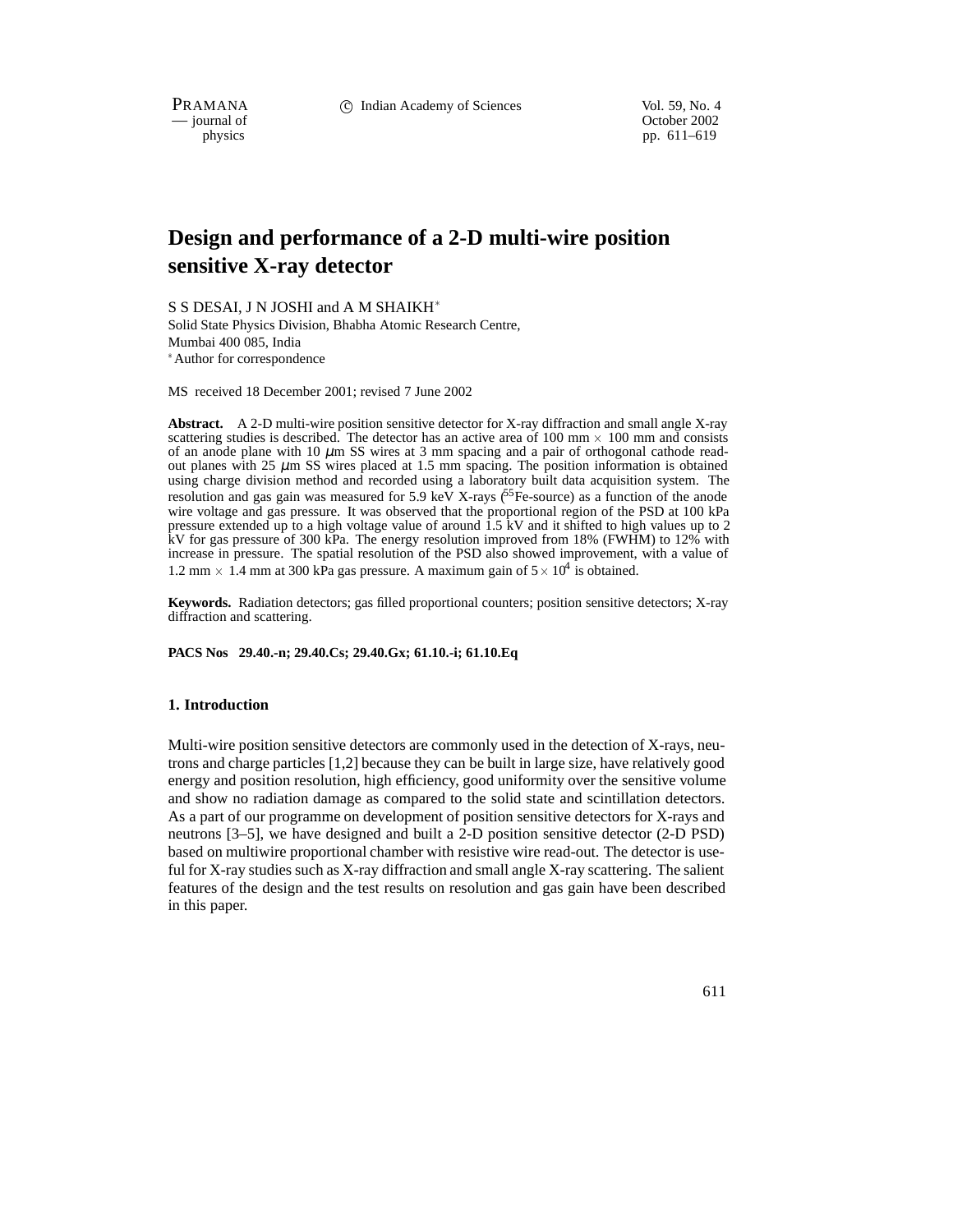# Design and performance of a 2-D multi-wire position sensitive X-ray detector

S S DESAI, J N JOSHI and A M SHAIKH*

Solid State Physics Division, Bhabha Atomic Research Centre,
Mumbai 400 085, India
*Author for correspondence

MS received 18 December 2001; revised 7 June 2002

**Abstract.** A 2-D multi-wire position sensitive detector for X-ray diffraction and small angle X-ray scattering studies is described. The detector has an active area of 100 mm $\times$ 100 mm and consists of an anode plane with 10 $\mu$m SS wires at 3 mm spacing and a pair of orthogonal cathode read-out planes with 25 $\mu$m SS wires placed at 1.5 mm spacing. The position information is obtained using charge division method and recorded using a laboratory built data acquisition system. The resolution and gas gain was measured for 5.9 keV X-rays ($^{55}$Fe-source) as a function of the anode wire voltage and gas pressure. It was observed that the proportional region of the PSD at 100 kPa pressure extended up to a high voltage value of around 1.5 kV and it shifted to high values up to 2 kV for gas pressure of 300 kPa. The energy resolution improved from 18% (FWHM) to 12% with increase in pressure. The spatial resolution of the PSD also showed improvement, with a value of 1.2 mm $\times$ 1.4 mm at 300 kPa gas pressure. A maximum gain of $5 \times 10^4$ is obtained.

**Keywords.** Radiation detectors; gas filled proportional counters; position sensitive detectors; X-ray diffraction and scattering.

**PACS Nos 29.40.-n; 29.40.Cs; 29.40.Gx; 61.10.-i; 61.10.Eq**

## 1. Introduction

Multi-wire position sensitive detectors are commonly used in the detection of X-rays, neutrons and charge particles [1,2] because they can be built in large size, have relatively good energy and position resolution, high efficiency, good uniformity over the sensitive volume and show no radiation damage as compared to the solid state and scintillation detectors. As a part of our programme on development of position sensitive detectors for X-rays and neutrons [3–5], we have designed and built a 2-D position sensitive detector (2-D PSD) based on multiwire proportional chamber with resistive wire read-out. The detector is useful for X-ray studies such as X-ray diffraction and small angle X-ray scattering. The salient features of the design and the test results on resolution and gas gain have been described in this paper.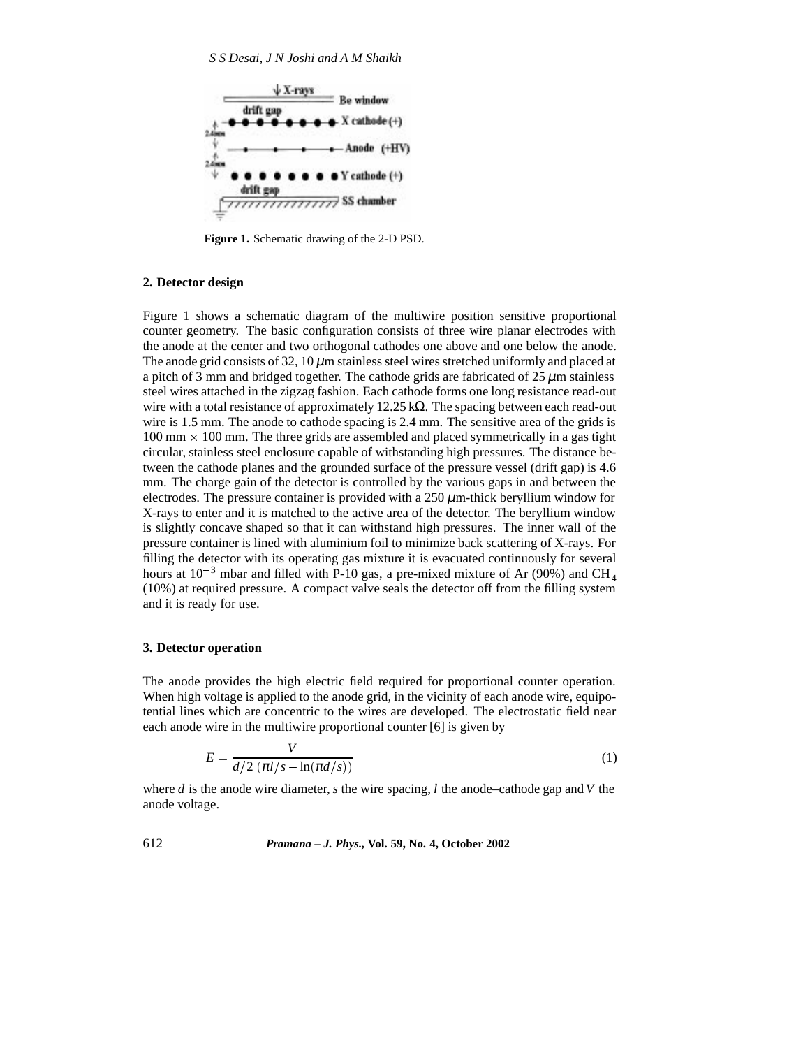Figure 1. Schematic drawing of the 2-D PSD.

## 2. Detector design

Figure 1 shows a schematic diagram of the multiwire position sensitive proportional counter geometry. The basic configuration consists of three wire planar electrodes with the anode at the center and two orthogonal cathodes one above and one below the anode. The anode grid consists of 32, 10 $\mu$m stainless steel wires stretched uniformly and placed at a pitch of 3 mm and bridged together. The cathode grids are fabricated of 25 $\mu$m stainless steel wires attached in the zigzag fashion. Each cathode forms one long resistance read-out wire with a total resistance of approximately 12.25 k$\Omega$. The spacing between each read-out wire is 1.5 mm. The anode to cathode spacing is 2.4 mm. The sensitive area of the grids is 100 mm $\times$ 100 mm. The three grids are assembled and placed symmetrically in a gas tight circular, stainless steel enclosure capable of withstanding high pressures. The distance between the cathode planes and the grounded surface of the pressure vessel (drift gap) is 4.6 mm. The charge gain of the detector is controlled by the various gaps in and between the electrodes. The pressure container is provided with a 250 $\mu$m-thick beryllium window for X-rays to enter and it is matched to the active area of the detector. The beryllium window is slightly concave shaped so that it can withstand high pressures. The inner wall of the pressure container is lined with aluminium foil to minimize back scattering of X-rays. For filling the detector with its operating gas mixture it is evacuated continuously for several hours at $10^{-3}$ mbar and filled with P-10 gas, a pre-mixed mixture of Ar (90%) and $CH_4$ (10%) at required pressure. A compact valve seals the detector off from the filling system and it is ready for use.

## 3. Detector operation

The anode provides the high electric field required for proportional counter operation. When high voltage is applied to the anode grid, in the vicinity of each anode wire, equipotential lines which are concentric to the wires are developed. The electrostatic field near each anode wire in the multiwire proportional counter [6] is given by

$$E = \frac{V}{d/2\,(\pi l/s - \ln(\pi d/s))} \tag{1}$$

where $d$ is the anode wire diameter, $s$ the wire spacing, $l$ the anode–cathode gap and $V$ the anode voltage.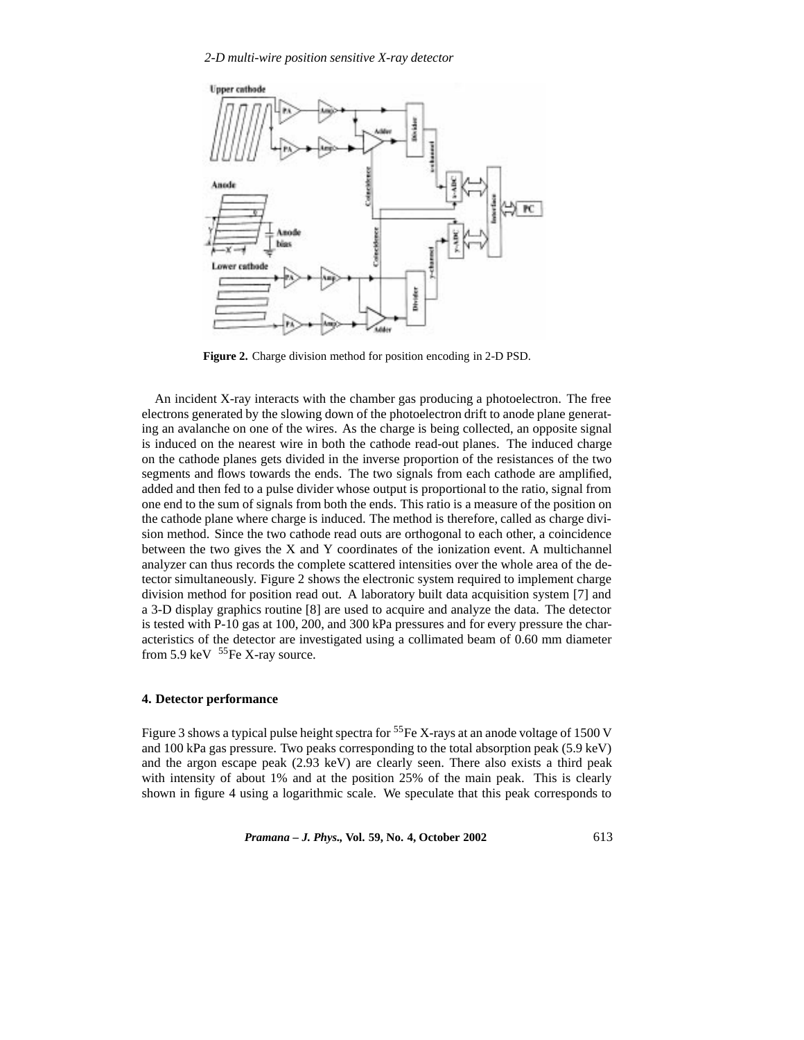**Figure 2.** Charge division method for position encoding in 2-D PSD.

An incident X-ray interacts with the chamber gas producing a photoelectron. The free electrons generated by the slowing down of the photoelectron drift to anode plane generating an avalanche on one of the wires. As the charge is being collected, an opposite signal is induced on the nearest wire in both the cathode read-out planes. The induced charge on the cathode planes gets divided in the inverse proportion of the resistances of the two segments and flows towards the ends. The two signals from each cathode are amplified, added and then fed to a pulse divider whose output is proportional to the ratio, signal from one end to the sum of signals from both the ends. This ratio is a measure of the position on the cathode plane where charge is induced. The method is therefore, called as charge division method. Since the two cathode read outs are orthogonal to each other, a coincidence between the two gives the X and Y coordinates of the ionization event. A multichannel analyzer can thus records the complete scattered intensities over the whole area of the detector simultaneously. Figure 2 shows the electronic system required to implement charge division method for position read out. A laboratory built data acquisition system [7] and a 3-D display graphics routine [8] are used to acquire and analyze the data. The detector is tested with P-10 gas at 100, 200, and 300 kPa pressures and for every pressure the characteristics of the detector are investigated using a collimated beam of 0.60 mm diameter from 5.9 keV $^{55}$Fe X-ray source.

## 4. Detector performance

Figure 3 shows a typical pulse height spectra for $^{55}$Fe X-rays at an anode voltage of 1500 V and 100 kPa gas pressure. Two peaks corresponding to the total absorption peak (5.9 keV) and the argon escape peak (2.93 keV) are clearly seen. There also exists a third peak with intensity of about 1% and at the position 25% of the main peak. This is clearly shown in figure 4 using a logarithmic scale. We speculate that this peak corresponds to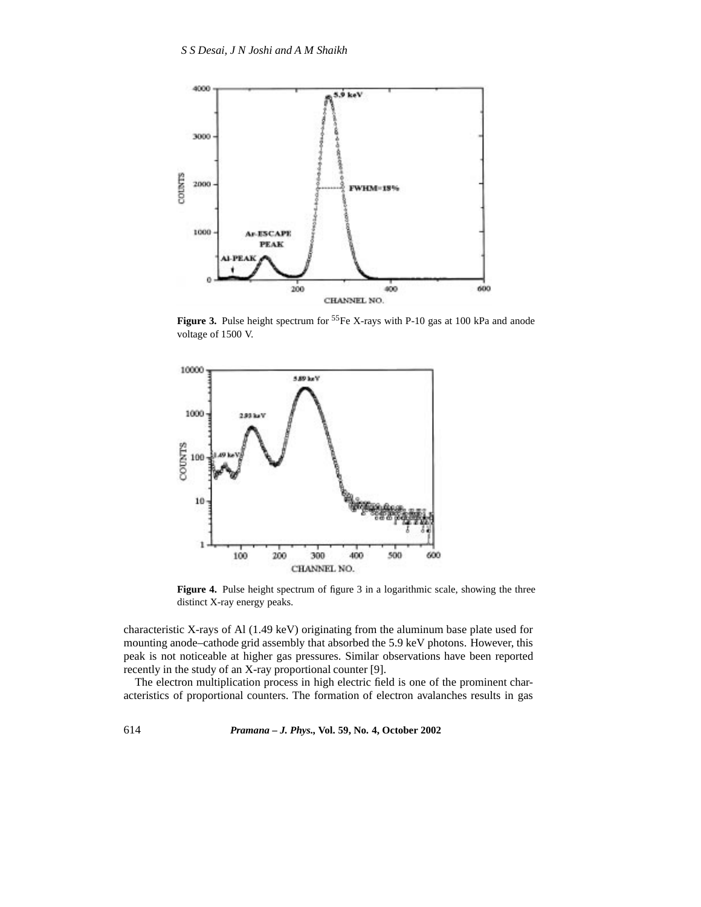**Figure 3.** Pulse height spectrum for $^{55}$Fe X-rays with P-10 gas at 100 kPa and anode voltage of 1500 V.

**Figure 4.** Pulse height spectrum of figure 3 in a logarithmic scale, showing the three distinct X-ray energy peaks.

characteristic X-rays of Al (1.49 keV) originating from the aluminum base plate used for mounting anode–cathode grid assembly that absorbed the 5.9 keV photons. However, this peak is not noticeable at higher gas pressures. Similar observations have been reported recently in the study of an X-ray proportional counter [9].

The electron multiplication process in high electric field is one of the prominent characteristics of proportional counters. The formation of electron avalanches results in gas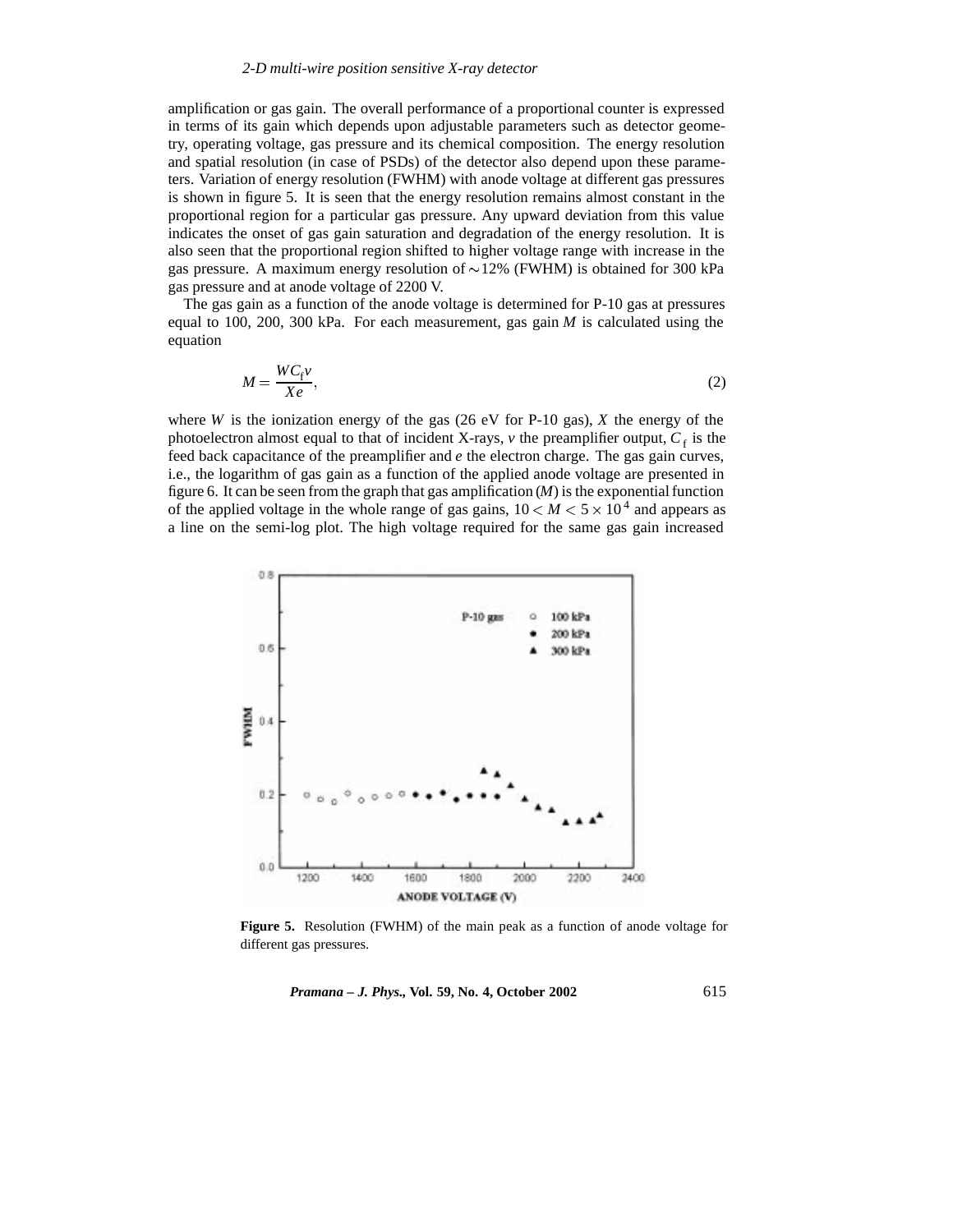amplification or gas gain. The overall performance of a proportional counter is expressed in terms of its gain which depends upon adjustable parameters such as detector geometry, operating voltage, gas pressure and its chemical composition. The energy resolution and spatial resolution (in case of PSDs) of the detector also depend upon these parameters. Variation of energy resolution (FWHM) with anode voltage at different gas pressures is shown in figure 5. It is seen that the energy resolution remains almost constant in the proportional region for a particular gas pressure. Any upward deviation from this value indicates the onset of gas gain saturation and degradation of the energy resolution. It is also seen that the proportional region shifted to higher voltage range with increase in the gas pressure. A maximum energy resolution of ∼12% (FWHM) is obtained for 300 kPa gas pressure and at anode voltage of 2200 V.

The gas gain as a function of the anode voltage is determined for P-10 gas at pressures equal to 100, 200, 300 kPa. For each measurement, gas gain $M$ is calculated using the equation

$$M = \frac{W C_{\mathrm{f}} v}{X e}, \tag{2}$$

where $W$ is the ionization energy of the gas (26 eV for P-10 gas), $X$ the energy of the photoelectron almost equal to that of incident X-rays, $v$ the preamplifier output, $C_{\mathrm{f}}$ is the feed back capacitance of the preamplifier and $e$ the electron charge. The gas gain curves, i.e., the logarithm of gas gain as a function of the applied anode voltage are presented in figure 6. It can be seen from the graph that gas amplification ($M$) is the exponential function of the applied voltage in the whole range of gas gains, $10 < M < 5 \times 10^4$ and appears as a line on the semi-log plot. The high voltage required for the same gas gain increased

**Figure 5.** Resolution (FWHM) of the main peak as a function of anode voltage for different gas pressures.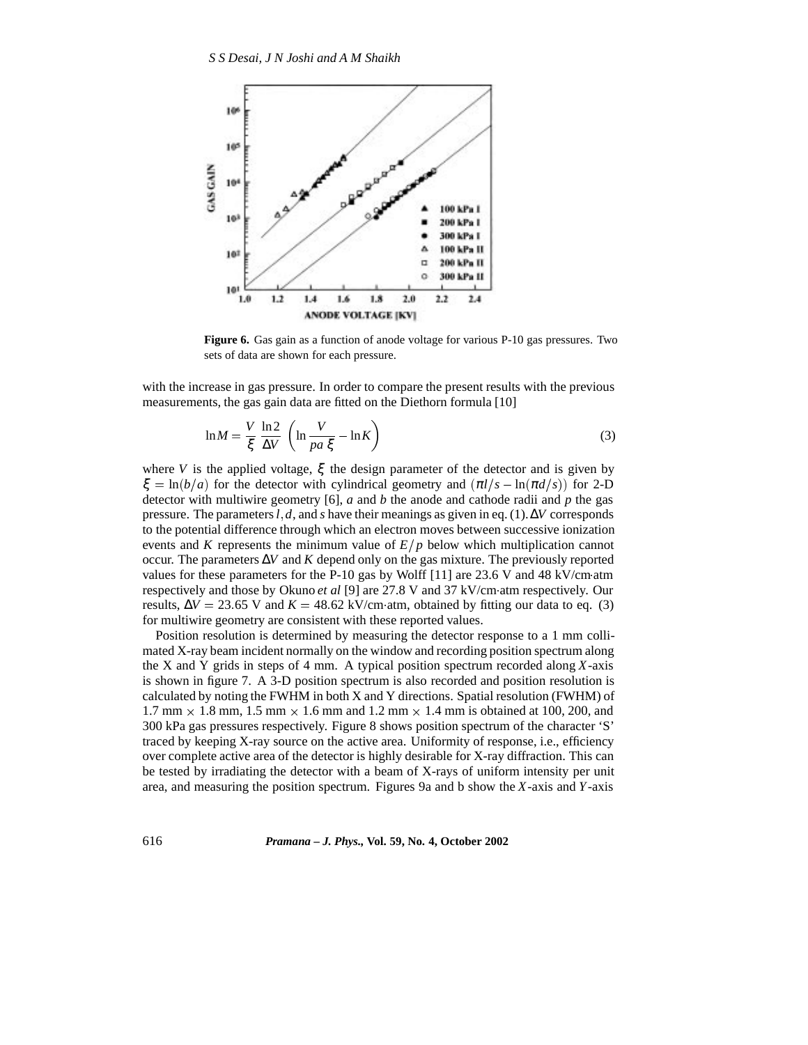**Figure 6.** Gas gain as a function of anode voltage for various P-10 gas pressures. Two sets of data are shown for each pressure.

with the increase in gas pressure. In order to compare the present results with the previous measurements, the gas gain data are fitted on the Diethorn formula [10]

$$\ln M = \frac{V}{\xi}\,\frac{\ln 2}{\Delta V}\,\left(\ln\frac{V}{pa\,\xi} - \ln K\right) \tag{3}$$

where $V$ is the applied voltage, $\xi$ the design parameter of the detector and is given by $\xi = \ln(b/a)$ for the detector with cylindrical geometry and $(\pi l/s - \ln(\pi d/s))$ for 2-D detector with multiwire geometry [6], $a$ and $b$ the anode and cathode radii and $p$ the gas pressure. The parameters $l, d$, and $s$ have their meanings as given in eq. (1). $\Delta V$ corresponds to the potential difference through which an electron moves between successive ionization events and $K$ represents the minimum value of $E/p$ below which multiplication cannot occur. The parameters $\Delta V$ and $K$ depend only on the gas mixture. The previously reported values for these parameters for the P-10 gas by Wolff [11] are 23.6 V and 48 kV/cm·atm respectively and those by Okuno *et al* [9] are 27.8 V and 37 kV/cm·atm respectively. Our results, $\Delta V = 23.65$ V and $K = 48.62$ kV/cm·atm, obtained by fitting our data to eq. (3) for multiwire geometry are consistent with these reported values.

Position resolution is determined by measuring the detector response to a 1 mm collimated X-ray beam incident normally on the window and recording position spectrum along the X and Y grids in steps of 4 mm. A typical position spectrum recorded along $X$-axis is shown in figure 7. A 3-D position spectrum is also recorded and position resolution is calculated by noting the FWHM in both X and Y directions. Spatial resolution (FWHM) of 1.7 mm $\times$ 1.8 mm, 1.5 mm $\times$ 1.6 mm and 1.2 mm $\times$ 1.4 mm is obtained at 100, 200, and 300 kPa gas pressures respectively. Figure 8 shows position spectrum of the character 'S' traced by keeping X-ray source on the active area. Uniformity of response, i.e., efficiency over complete active area of the detector is highly desirable for X-ray diffraction. This can be tested by irradiating the detector with a beam of X-rays of uniform intensity per unit area, and measuring the position spectrum. Figures 9a and b show the $X$-axis and $Y$-axis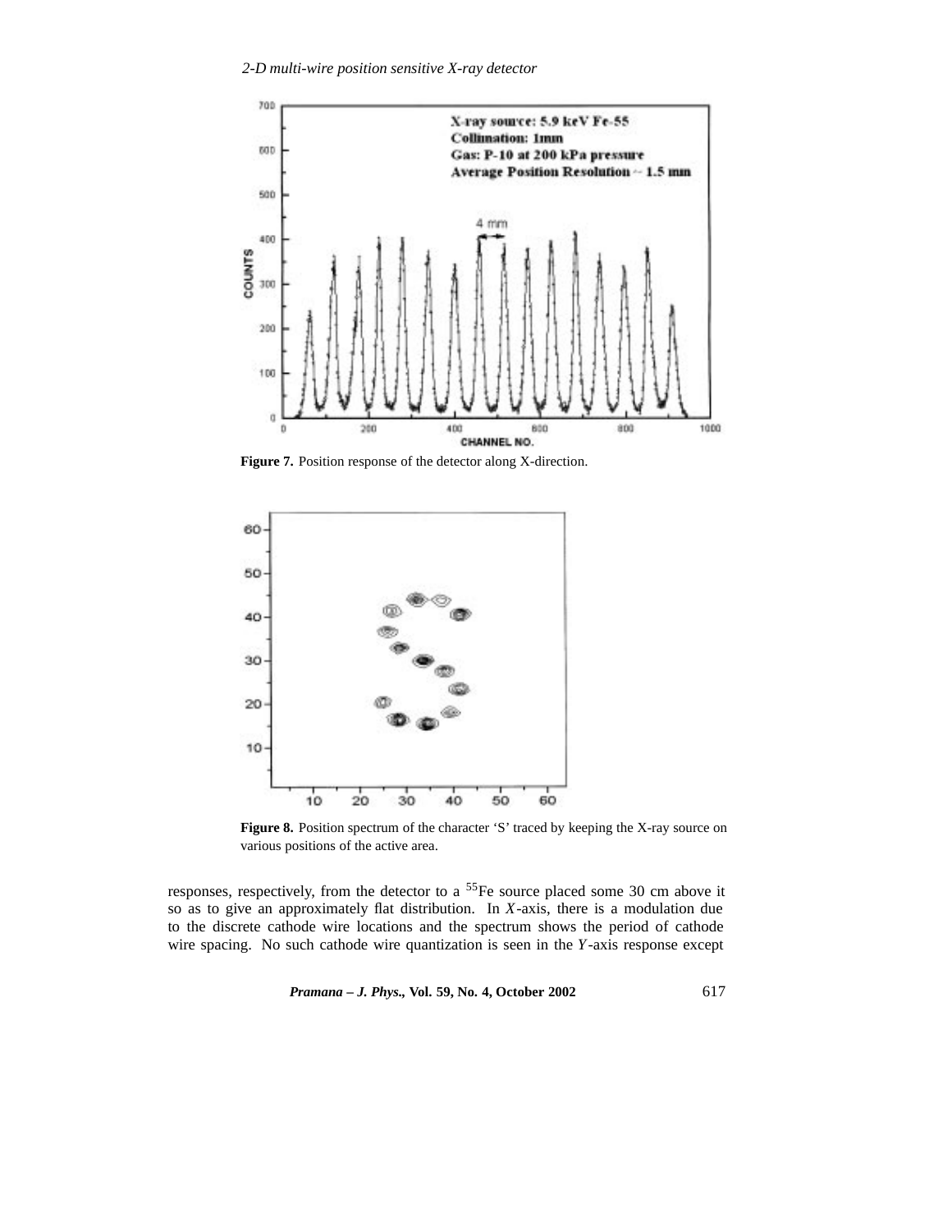**Figure 7.** Position response of the detector along X-direction.

**Figure 8.** Position spectrum of the character 'S' traced by keeping the X-ray source on various positions of the active area.

responses, respectively, from the detector to a $^{55}$Fe source placed some 30 cm above it so as to give an approximately flat distribution. In $X$-axis, there is a modulation due to the discrete cathode wire locations and the spectrum shows the period of cathode wire spacing. No such cathode wire quantization is seen in the $Y$-axis response except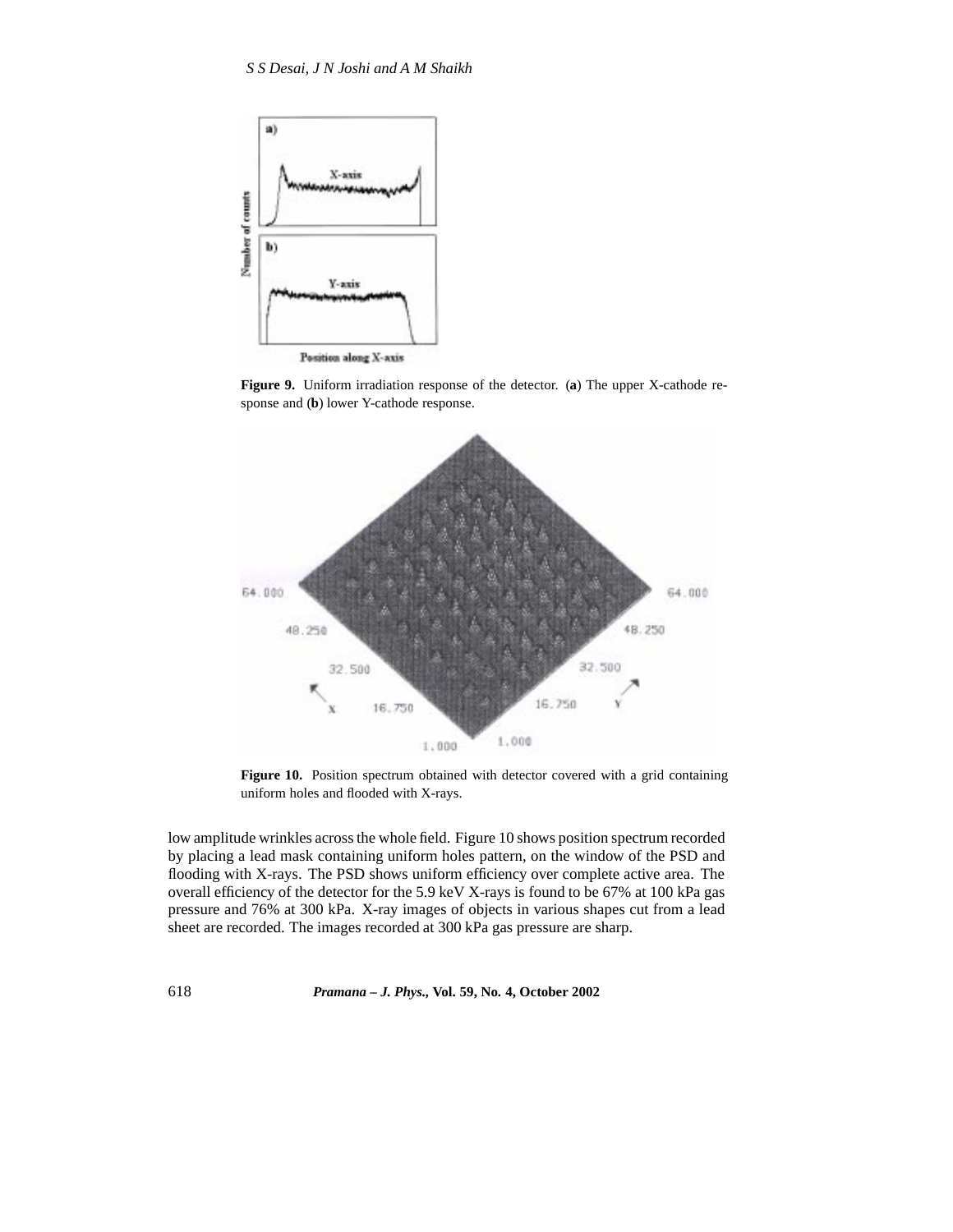**Figure 9.** Uniform irradiation response of the detector. (**a**) The upper X-cathode response and (**b**) lower Y-cathode response.

**Figure 10.** Position spectrum obtained with detector covered with a grid containing uniform holes and flooded with X-rays.

low amplitude wrinkles across the whole field. Figure 10 shows position spectrum recorded by placing a lead mask containing uniform holes pattern, on the window of the PSD and flooding with X-rays. The PSD shows uniform efficiency over complete active area. The overall efficiency of the detector for the 5.9 keV X-rays is found to be 67% at 100 kPa gas pressure and 76% at 300 kPa. X-ray images of objects in various shapes cut from a lead sheet are recorded. The images recorded at 300 kPa gas pressure are sharp.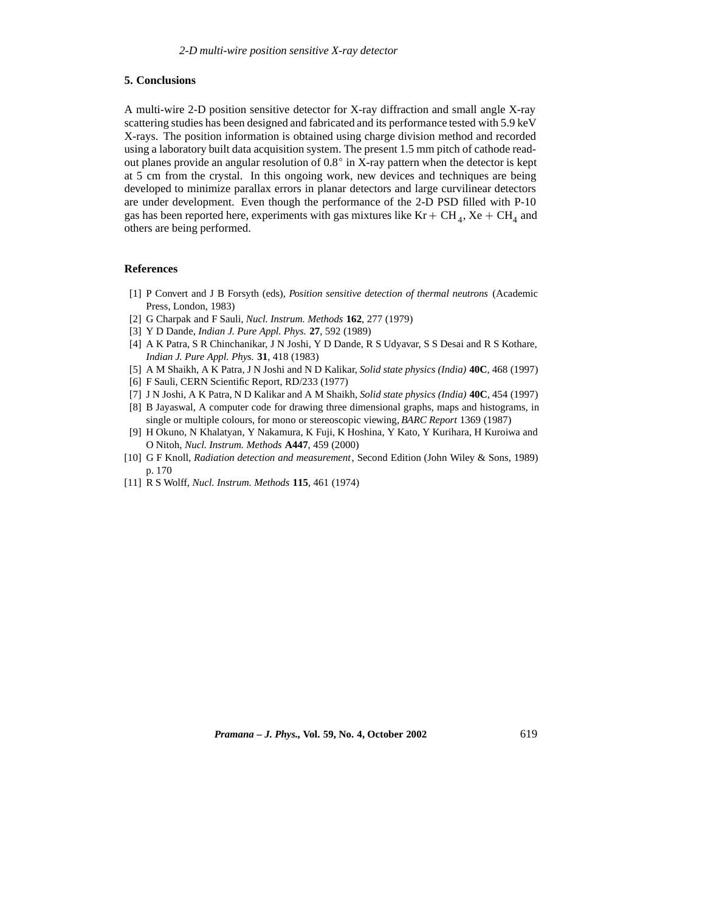## 5. Conclusions

A multi-wire 2-D position sensitive detector for X-ray diffraction and small angle X-ray scattering studies has been designed and fabricated and its performance tested with 5.9 keV X-rays. The position information is obtained using charge division method and recorded using a laboratory built data acquisition system. The present 1.5 mm pitch of cathode read-out planes provide an angular resolution of $0.8^{\circ}$ in X-ray pattern when the detector is kept at 5 cm from the crystal. In this ongoing work, new devices and techniques are being developed to minimize parallax errors in planar detectors and large curvilinear detectors are under development. Even though the performance of the 2-D PSD filled with P-10 gas has been reported here, experiments with gas mixtures like $Kr + CH_4$, $Xe + CH_4$ and others are being performed.

## References

[1] P Convert and J B Forsyth (eds), *Position sensitive detection of thermal neutrons* (Academic Press, London, 1983)

[2] G Charpak and F Sauli, *Nucl. Instrum. Methods* **162**, 277 (1979)

[3] Y D Dande, *Indian J. Pure Appl. Phys.* **27**, 592 (1989)

[4] A K Patra, S R Chinchanikar, J N Joshi, Y D Dande, R S Udyavar, S S Desai and R S Kothare, *Indian J. Pure Appl. Phys.* **31**, 418 (1983)

[5] A M Shaikh, A K Patra, J N Joshi and N D Kalikar, *Solid state physics (India)* **40C**, 468 (1997)

[6] F Sauli, CERN Scientific Report, RD/233 (1977)

[7] J N Joshi, A K Patra, N D Kalikar and A M Shaikh, *Solid state physics (India)* **40C**, 454 (1997)

[8] B Jayaswal, A computer code for drawing three dimensional graphs, maps and histograms, in single or multiple colours, for mono or stereoscopic viewing, *BARC Report* 1369 (1987)

[9] H Okuno, N Khalatyan, Y Nakamura, K Fuji, K Hoshina, Y Kato, Y Kurihara, H Kuroiwa and O Nitoh, *Nucl. Instrum. Methods* **A447**, 459 (2000)

[10] G F Knoll, *Radiation detection and measurement*, Second Edition (John Wiley & Sons, 1989) p. 170

[11] R S Wolff, *Nucl. Instrum. Methods* **115**, 461 (1974)